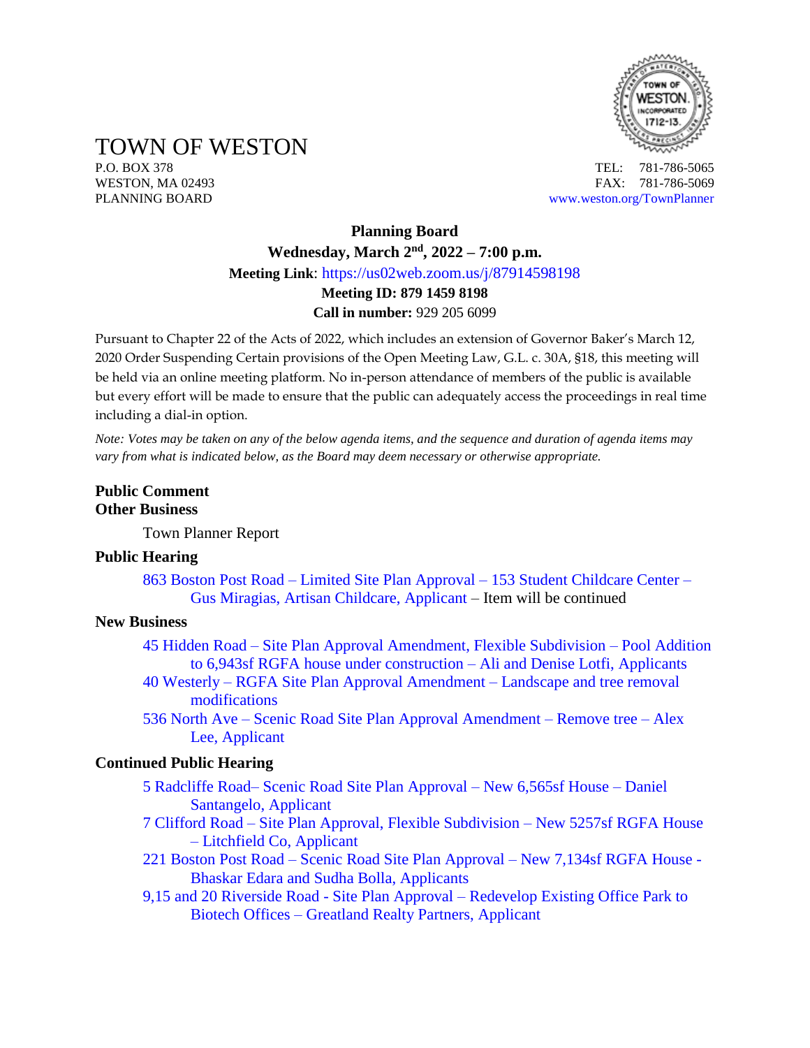# TOWN OF WESTON

P.O. BOX 378
WESTON, MA 02493
PLANNING BOARD

TEL: 781-786-5065
FAX: 781-786-5069
www.weston.org/TownPlanner

**Planning Board**

**Wednesday, March 2nd, 2022 – 7:00 p.m.**

**Meeting Link**: https://us02web.zoom.us/j/87914598198

**Meeting ID: 879 1459 8198**

**Call in number:** 929 205 6099

Pursuant to Chapter 22 of the Acts of 2022, which includes an extension of Governor Baker's March 12, 2020 Order Suspending Certain provisions of the Open Meeting Law, G.L. c. 30A, §18, this meeting will be held via an online meeting platform. No in-person attendance of members of the public is available but every effort will be made to ensure that the public can adequately access the proceedings in real time including a dial-in option.

*Note: Votes may be taken on any of the below agenda items, and the sequence and duration of agenda items may vary from what is indicated below, as the Board may deem necessary or otherwise appropriate.*

**Public Comment**

**Other Business**

Town Planner Report

**Public Hearing**

863 Boston Post Road – Limited Site Plan Approval – 153 Student Childcare Center – Gus Miragias, Artisan Childcare, Applicant – Item will be continued

**New Business**

45 Hidden Road – Site Plan Approval Amendment, Flexible Subdivision – Pool Addition to 6,943sf RGFA house under construction – Ali and Denise Lotfi, Applicants

40 Westerly – RGFA Site Plan Approval Amendment – Landscape and tree removal modifications

536 North Ave – Scenic Road Site Plan Approval Amendment – Remove tree – Alex Lee, Applicant

**Continued Public Hearing**

5 Radcliffe Road– Scenic Road Site Plan Approval – New 6,565sf House – Daniel Santangelo, Applicant

7 Clifford Road – Site Plan Approval, Flexible Subdivision – New 5257sf RGFA House – Litchfield Co, Applicant

221 Boston Post Road – Scenic Road Site Plan Approval – New 7,134sf RGFA House - Bhaskar Edara and Sudha Bolla, Applicants

9,15 and 20 Riverside Road - Site Plan Approval – Redevelop Existing Office Park to Biotech Offices – Greatland Realty Partners, Applicant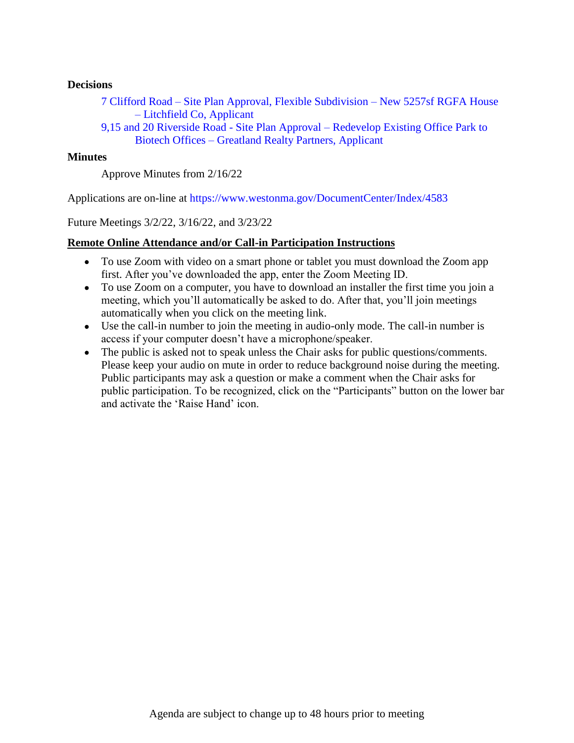**Decisions**

7 Clifford Road – Site Plan Approval, Flexible Subdivision – New 5257sf RGFA House – Litchfield Co, Applicant

9,15 and 20 Riverside Road - Site Plan Approval – Redevelop Existing Office Park to Biotech Offices – Greatland Realty Partners, Applicant

**Minutes**

Approve Minutes from 2/16/22

Applications are on-line at https://www.westonma.gov/DocumentCenter/Index/4583

Future Meetings 3/2/22, 3/16/22, and 3/23/22

**Remote Online Attendance and/or Call-in Participation Instructions**

- To use Zoom with video on a smart phone or tablet you must download the Zoom app first. After you've downloaded the app, enter the Zoom Meeting ID.
- To use Zoom on a computer, you have to download an installer the first time you join a meeting, which you'll automatically be asked to do. After that, you'll join meetings automatically when you click on the meeting link.
- Use the call-in number to join the meeting in audio-only mode. The call-in number is access if your computer doesn't have a microphone/speaker.
- The public is asked not to speak unless the Chair asks for public questions/comments. Please keep your audio on mute in order to reduce background noise during the meeting. Public participants may ask a question or make a comment when the Chair asks for public participation. To be recognized, click on the "Participants" button on the lower bar and activate the 'Raise Hand' icon.

Agenda are subject to change up to 48 hours prior to meeting